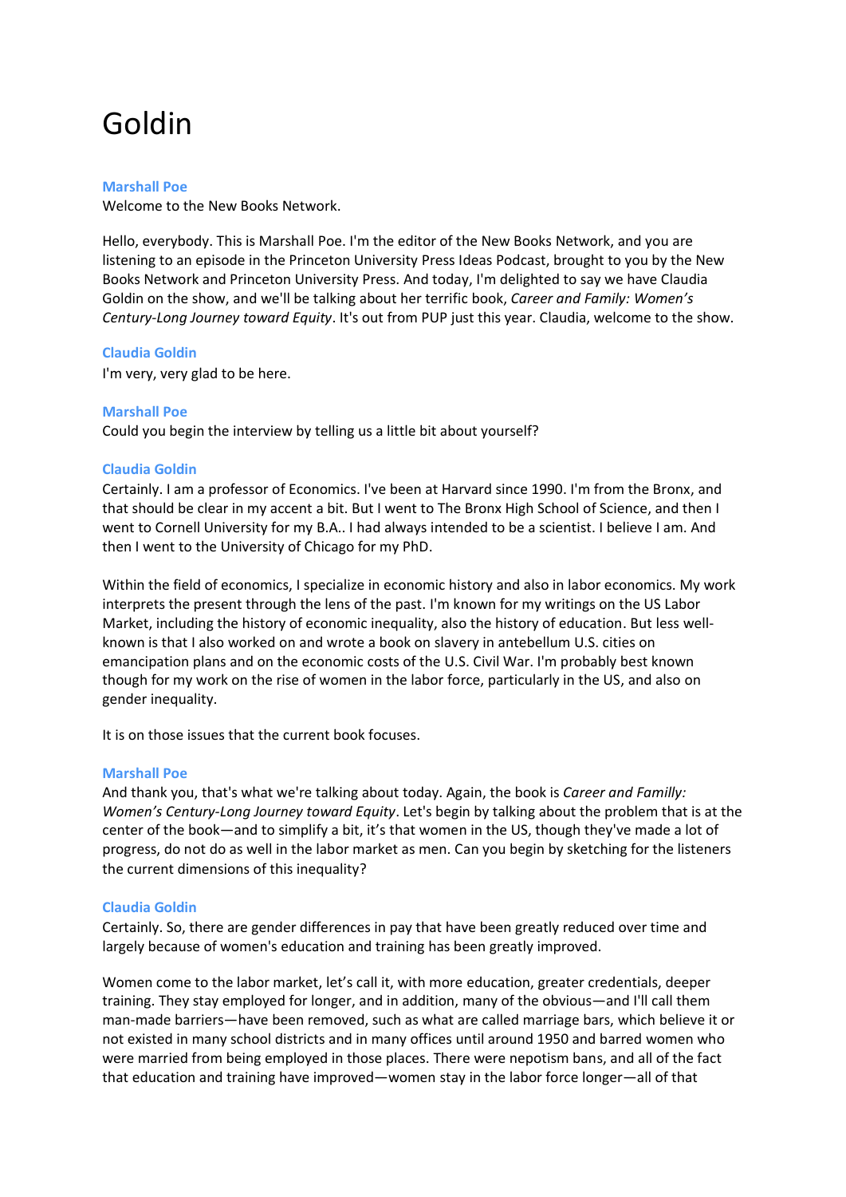# Goldin

**Marshall Poe**
Welcome to the New Books Network.

Hello, everybody. This is Marshall Poe. I'm the editor of the New Books Network, and you are listening to an episode in the Princeton University Press Ideas Podcast, brought to you by the New Books Network and Princeton University Press. And today, I'm delighted to say we have Claudia Goldin on the show, and we'll be talking about her terrific book, *Career and Family: Women's Century-Long Journey toward Equity*. It's out from PUP just this year. Claudia, welcome to the show.

**Claudia Goldin**
I'm very, very glad to be here.

**Marshall Poe**
Could you begin the interview by telling us a little bit about yourself?

**Claudia Goldin**
Certainly. I am a professor of Economics. I've been at Harvard since 1990. I'm from the Bronx, and that should be clear in my accent a bit. But I went to The Bronx High School of Science, and then I went to Cornell University for my B.A.. I had always intended to be a scientist. I believe I am. And then I went to the University of Chicago for my PhD.

Within the field of economics, I specialize in economic history and also in labor economics. My work interprets the present through the lens of the past. I'm known for my writings on the US Labor Market, including the history of economic inequality, also the history of education. But less well-known is that I also worked on and wrote a book on slavery in antebellum U.S. cities on emancipation plans and on the economic costs of the U.S. Civil War. I'm probably best known though for my work on the rise of women in the labor force, particularly in the US, and also on gender inequality.

It is on those issues that the current book focuses.

**Marshall Poe**
And thank you, that's what we're talking about today. Again, the book is *Career and Familly: Women's Century-Long Journey toward Equity*. Let's begin by talking about the problem that is at the center of the book—and to simplify a bit, it's that women in the US, though they've made a lot of progress, do not do as well in the labor market as men. Can you begin by sketching for the listeners the current dimensions of this inequality?

**Claudia Goldin**
Certainly. So, there are gender differences in pay that have been greatly reduced over time and largely because of women's education and training has been greatly improved.

Women come to the labor market, let's call it, with more education, greater credentials, deeper training. They stay employed for longer, and in addition, many of the obvious—and I'll call them man-made barriers—have been removed, such as what are called marriage bars, which believe it or not existed in many school districts and in many offices until around 1950 and barred women who were married from being employed in those places. There were nepotism bans, and all of the fact that education and training have improved—women stay in the labor force longer—all of that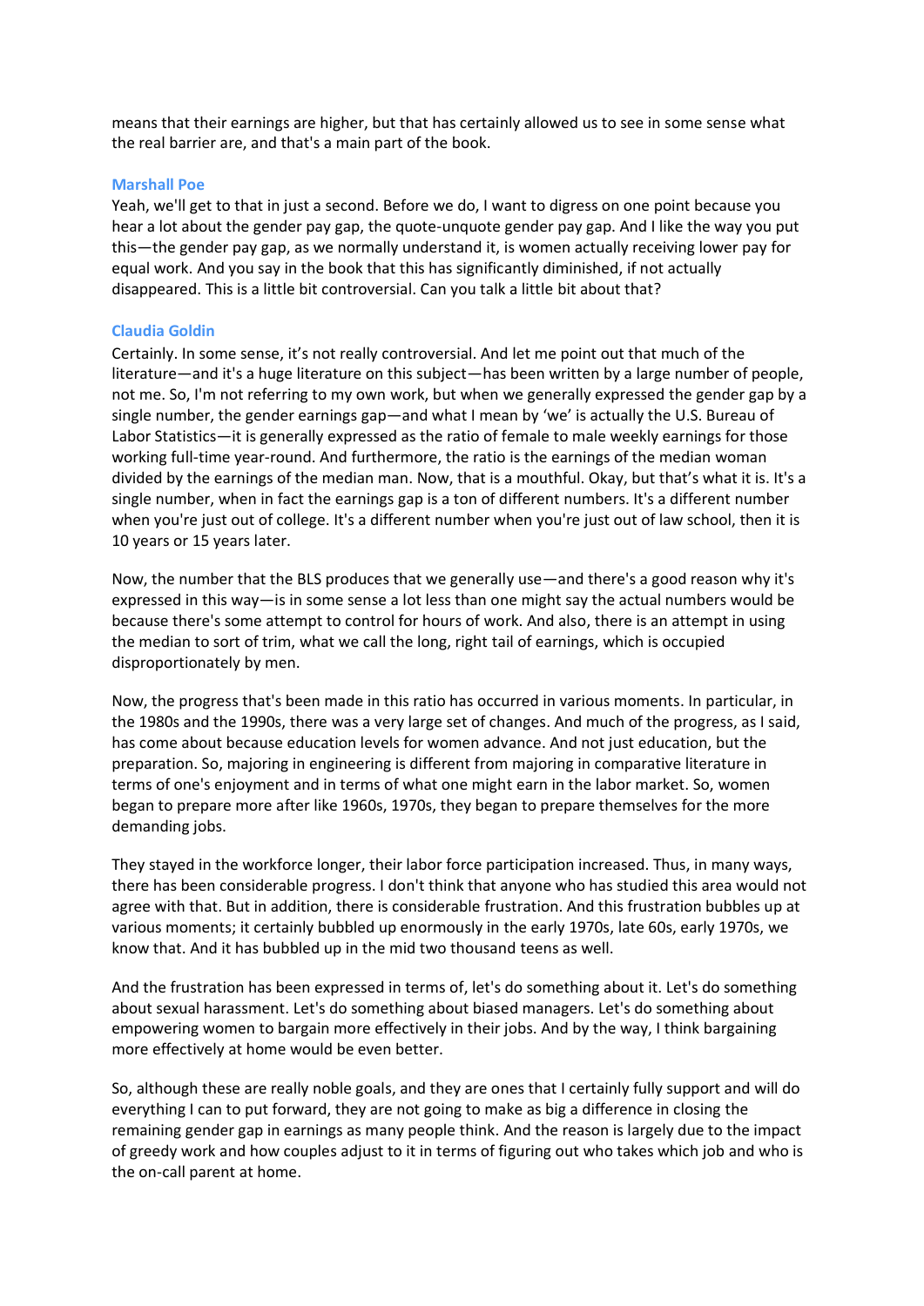means that their earnings are higher, but that has certainly allowed us to see in some sense what the real barrier are, and that's a main part of the book.

**Marshall Poe**

Yeah, we'll get to that in just a second. Before we do, I want to digress on one point because you hear a lot about the gender pay gap, the quote-unquote gender pay gap. And I like the way you put this—the gender pay gap, as we normally understand it, is women actually receiving lower pay for equal work. And you say in the book that this has significantly diminished, if not actually disappeared. This is a little bit controversial. Can you talk a little bit about that?

**Claudia Goldin**

Certainly. In some sense, it's not really controversial. And let me point out that much of the literature—and it's a huge literature on this subject—has been written by a large number of people, not me. So, I'm not referring to my own work, but when we generally expressed the gender gap by a single number, the gender earnings gap—and what I mean by 'we' is actually the U.S. Bureau of Labor Statistics—it is generally expressed as the ratio of female to male weekly earnings for those working full-time year-round. And furthermore, the ratio is the earnings of the median woman divided by the earnings of the median man. Now, that is a mouthful. Okay, but that's what it is. It's a single number, when in fact the earnings gap is a ton of different numbers. It's a different number when you're just out of college. It's a different number when you're just out of law school, then it is 10 years or 15 years later.

Now, the number that the BLS produces that we generally use—and there's a good reason why it's expressed in this way—is in some sense a lot less than one might say the actual numbers would be because there's some attempt to control for hours of work. And also, there is an attempt in using the median to sort of trim, what we call the long, right tail of earnings, which is occupied disproportionately by men.

Now, the progress that's been made in this ratio has occurred in various moments. In particular, in the 1980s and the 1990s, there was a very large set of changes. And much of the progress, as I said, has come about because education levels for women advance. And not just education, but the preparation. So, majoring in engineering is different from majoring in comparative literature in terms of one's enjoyment and in terms of what one might earn in the labor market. So, women began to prepare more after like 1960s, 1970s, they began to prepare themselves for the more demanding jobs.

They stayed in the workforce longer, their labor force participation increased. Thus, in many ways, there has been considerable progress. I don't think that anyone who has studied this area would not agree with that. But in addition, there is considerable frustration. And this frustration bubbles up at various moments; it certainly bubbled up enormously in the early 1970s, late 60s, early 1970s, we know that. And it has bubbled up in the mid two thousand teens as well.

And the frustration has been expressed in terms of, let's do something about it. Let's do something about sexual harassment. Let's do something about biased managers. Let's do something about empowering women to bargain more effectively in their jobs. And by the way, I think bargaining more effectively at home would be even better.

So, although these are really noble goals, and they are ones that I certainly fully support and will do everything I can to put forward, they are not going to make as big a difference in closing the remaining gender gap in earnings as many people think. And the reason is largely due to the impact of greedy work and how couples adjust to it in terms of figuring out who takes which job and who is the on-call parent at home.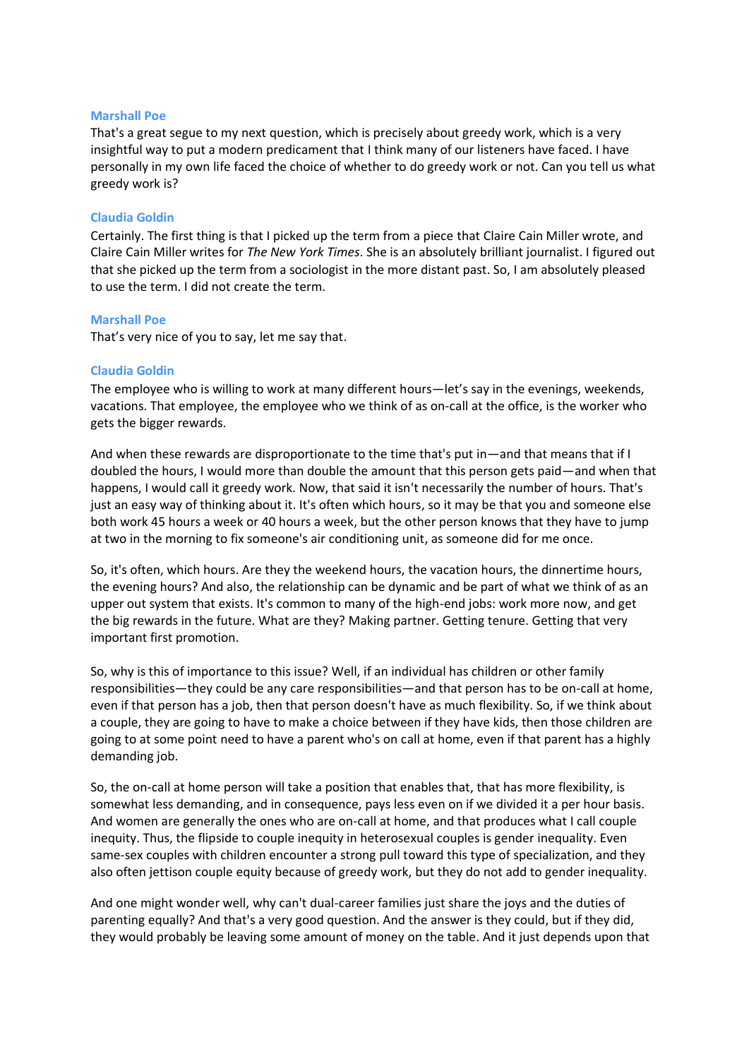**Marshall Poe**
That's a great segue to my next question, which is precisely about greedy work, which is a very insightful way to put a modern predicament that I think many of our listeners have faced. I have personally in my own life faced the choice of whether to do greedy work or not. Can you tell us what greedy work is?

**Claudia Goldin**
Certainly. The first thing is that I picked up the term from a piece that Claire Cain Miller wrote, and Claire Cain Miller writes for *The New York Times*. She is an absolutely brilliant journalist. I figured out that she picked up the term from a sociologist in the more distant past. So, I am absolutely pleased to use the term. I did not create the term.

**Marshall Poe**
That's very nice of you to say, let me say that.

**Claudia Goldin**
The employee who is willing to work at many different hours—let's say in the evenings, weekends, vacations. That employee, the employee who we think of as on-call at the office, is the worker who gets the bigger rewards.

And when these rewards are disproportionate to the time that's put in—and that means that if I doubled the hours, I would more than double the amount that this person gets paid—and when that happens, I would call it greedy work. Now, that said it isn't necessarily the number of hours. That's just an easy way of thinking about it. It's often which hours, so it may be that you and someone else both work 45 hours a week or 40 hours a week, but the other person knows that they have to jump at two in the morning to fix someone's air conditioning unit, as someone did for me once.

So, it's often, which hours. Are they the weekend hours, the vacation hours, the dinnertime hours, the evening hours? And also, the relationship can be dynamic and be part of what we think of as an upper out system that exists. It's common to many of the high-end jobs: work more now, and get the big rewards in the future. What are they? Making partner. Getting tenure. Getting that very important first promotion.

So, why is this of importance to this issue? Well, if an individual has children or other family responsibilities—they could be any care responsibilities—and that person has to be on-call at home, even if that person has a job, then that person doesn't have as much flexibility. So, if we think about a couple, they are going to have to make a choice between if they have kids, then those children are going to at some point need to have a parent who's on call at home, even if that parent has a highly demanding job.

So, the on-call at home person will take a position that enables that, that has more flexibility, is somewhat less demanding, and in consequence, pays less even on if we divided it a per hour basis. And women are generally the ones who are on-call at home, and that produces what I call couple inequity. Thus, the flipside to couple inequity in heterosexual couples is gender inequality. Even same-sex couples with children encounter a strong pull toward this type of specialization, and they also often jettison couple equity because of greedy work, but they do not add to gender inequality.

And one might wonder well, why can't dual-career families just share the joys and the duties of parenting equally? And that's a very good question. And the answer is they could, but if they did, they would probably be leaving some amount of money on the table. And it just depends upon that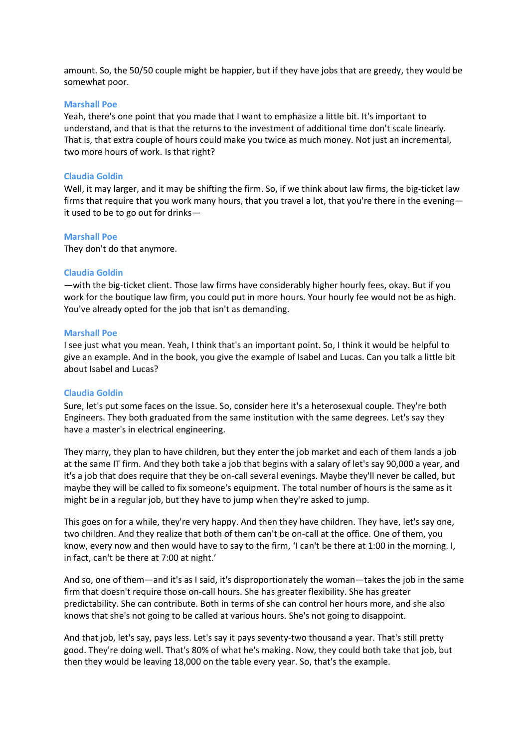amount. So, the 50/50 couple might be happier, but if they have jobs that are greedy, they would be somewhat poor.

**Marshall Poe**

Yeah, there's one point that you made that I want to emphasize a little bit. It's important to understand, and that is that the returns to the investment of additional time don't scale linearly. That is, that extra couple of hours could make you twice as much money. Not just an incremental, two more hours of work. Is that right?

**Claudia Goldin**

Well, it may larger, and it may be shifting the firm. So, if we think about law firms, the big-ticket law firms that require that you work many hours, that you travel a lot, that you're there in the evening—it used to be to go out for drinks—

**Marshall Poe**

They don't do that anymore.

**Claudia Goldin**

—with the big-ticket client. Those law firms have considerably higher hourly fees, okay. But if you work for the boutique law firm, you could put in more hours. Your hourly fee would not be as high. You've already opted for the job that isn't as demanding.

**Marshall Poe**

I see just what you mean. Yeah, I think that's an important point. So, I think it would be helpful to give an example. And in the book, you give the example of Isabel and Lucas. Can you talk a little bit about Isabel and Lucas?

**Claudia Goldin**

Sure, let's put some faces on the issue. So, consider here it's a heterosexual couple. They're both Engineers. They both graduated from the same institution with the same degrees. Let's say they have a master's in electrical engineering.

They marry, they plan to have children, but they enter the job market and each of them lands a job at the same IT firm. And they both take a job that begins with a salary of let's say 90,000 a year, and it's a job that does require that they be on-call several evenings. Maybe they'll never be called, but maybe they will be called to fix someone's equipment. The total number of hours is the same as it might be in a regular job, but they have to jump when they're asked to jump.

This goes on for a while, they're very happy. And then they have children. They have, let's say one, two children. And they realize that both of them can't be on-call at the office. One of them, you know, every now and then would have to say to the firm, 'I can't be there at 1:00 in the morning. I, in fact, can't be there at 7:00 at night.'

And so, one of them—and it's as I said, it's disproportionately the woman—takes the job in the same firm that doesn't require those on-call hours. She has greater flexibility. She has greater predictability. She can contribute. Both in terms of she can control her hours more, and she also knows that she's not going to be called at various hours. She's not going to disappoint.

And that job, let's say, pays less. Let's say it pays seventy-two thousand a year. That's still pretty good. They're doing well. That's 80% of what he's making. Now, they could both take that job, but then they would be leaving 18,000 on the table every year. So, that's the example.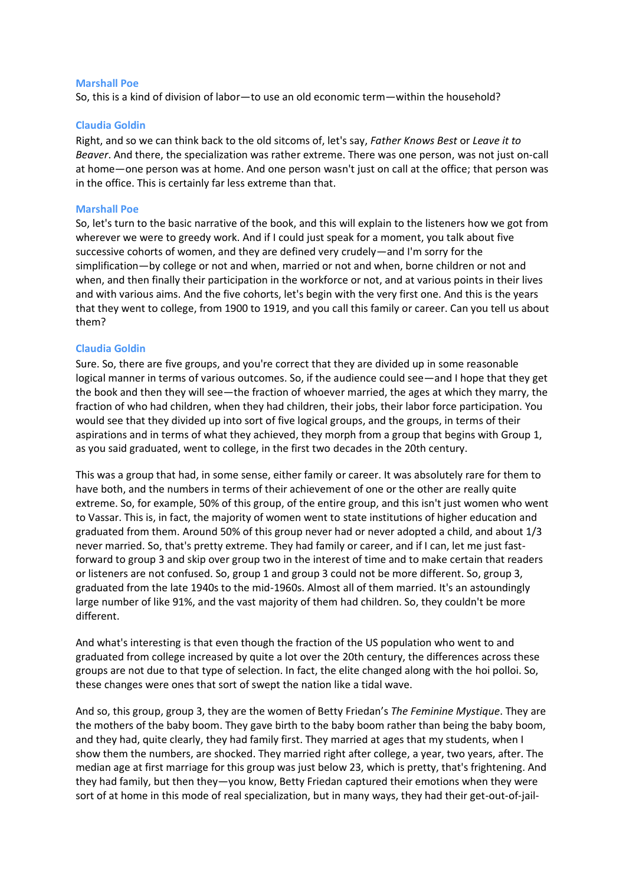**Marshall Poe**
So, this is a kind of division of labor—to use an old economic term—within the household?

**Claudia Goldin**
Right, and so we can think back to the old sitcoms of, let's say, *Father Knows Best* or *Leave it to Beaver*. And there, the specialization was rather extreme. There was one person, was not just on-call at home—one person was at home. And one person wasn't just on call at the office; that person was in the office. This is certainly far less extreme than that.

**Marshall Poe**
So, let's turn to the basic narrative of the book, and this will explain to the listeners how we got from wherever we were to greedy work. And if I could just speak for a moment, you talk about five successive cohorts of women, and they are defined very crudely—and I'm sorry for the simplification—by college or not and when, married or not and when, borne children or not and when, and then finally their participation in the workforce or not, and at various points in their lives and with various aims. And the five cohorts, let's begin with the very first one. And this is the years that they went to college, from 1900 to 1919, and you call this family or career. Can you tell us about them?

**Claudia Goldin**
Sure. So, there are five groups, and you're correct that they are divided up in some reasonable logical manner in terms of various outcomes. So, if the audience could see—and I hope that they get the book and then they will see—the fraction of whoever married, the ages at which they marry, the fraction of who had children, when they had children, their jobs, their labor force participation. You would see that they divided up into sort of five logical groups, and the groups, in terms of their aspirations and in terms of what they achieved, they morph from a group that begins with Group 1, as you said graduated, went to college, in the first two decades in the 20th century.

This was a group that had, in some sense, either family or career. It was absolutely rare for them to have both, and the numbers in terms of their achievement of one or the other are really quite extreme. So, for example, 50% of this group, of the entire group, and this isn't just women who went to Vassar. This is, in fact, the majority of women went to state institutions of higher education and graduated from them. Around 50% of this group never had or never adopted a child, and about 1/3 never married. So, that's pretty extreme. They had family or career, and if I can, let me just fast-forward to group 3 and skip over group two in the interest of time and to make certain that readers or listeners are not confused. So, group 1 and group 3 could not be more different. So, group 3, graduated from the late 1940s to the mid-1960s. Almost all of them married. It's an astoundingly large number of like 91%, and the vast majority of them had children. So, they couldn't be more different.

And what's interesting is that even though the fraction of the US population who went to and graduated from college increased by quite a lot over the 20th century, the differences across these groups are not due to that type of selection. In fact, the elite changed along with the hoi polloi. So, these changes were ones that sort of swept the nation like a tidal wave.

And so, this group, group 3, they are the women of Betty Friedan's *The Feminine Mystique*. They are the mothers of the baby boom. They gave birth to the baby boom rather than being the baby boom, and they had, quite clearly, they had family first. They married at ages that my students, when I show them the numbers, are shocked. They married right after college, a year, two years, after. The median age at first marriage for this group was just below 23, which is pretty, that's frightening. And they had family, but then they—you know, Betty Friedan captured their emotions when they were sort of at home in this mode of real specialization, but in many ways, they had their get-out-of-jail-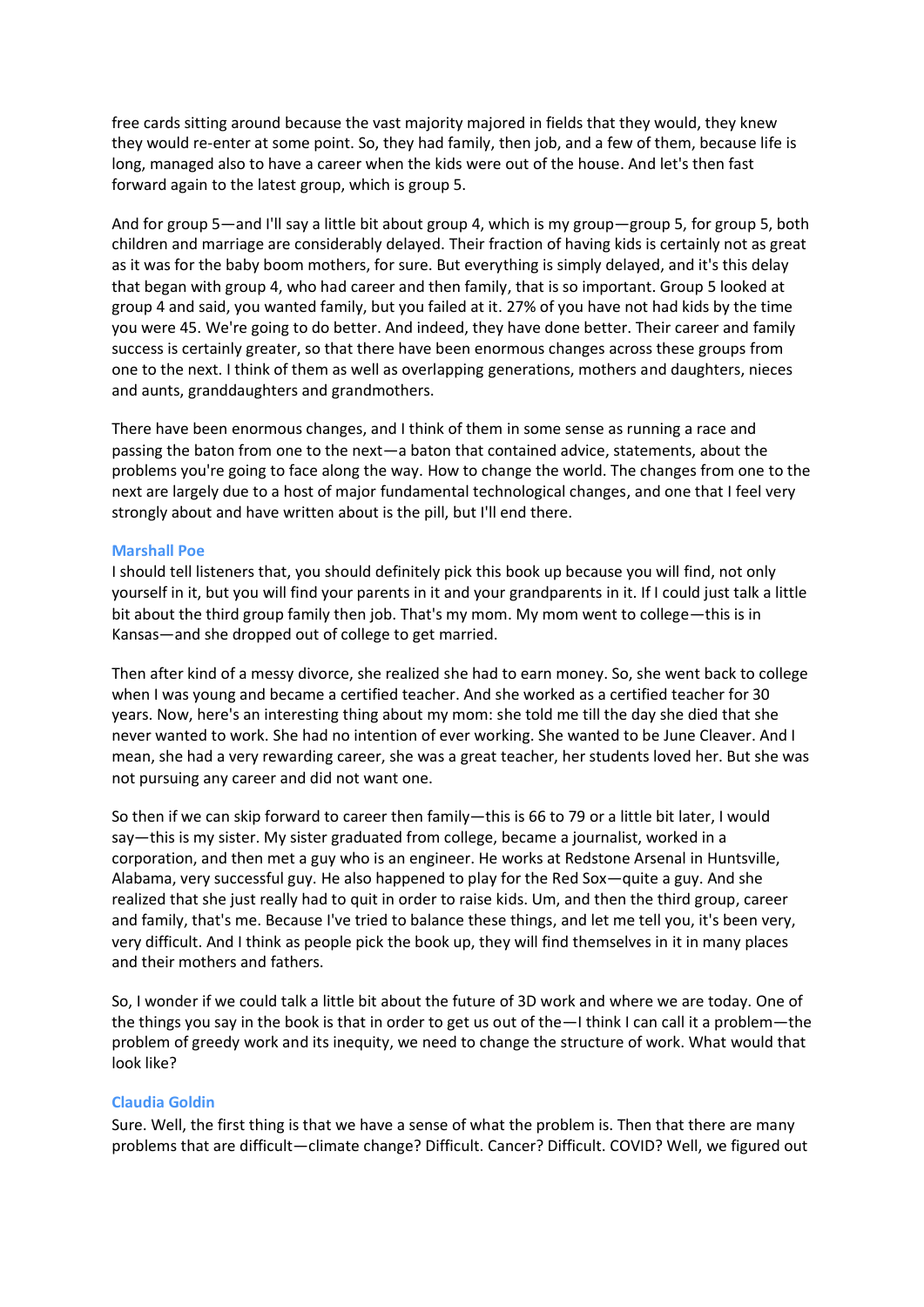free cards sitting around because the vast majority majored in fields that they would, they knew they would re-enter at some point. So, they had family, then job, and a few of them, because life is long, managed also to have a career when the kids were out of the house. And let's then fast forward again to the latest group, which is group 5.

And for group 5—and I'll say a little bit about group 4, which is my group—group 5, for group 5, both children and marriage are considerably delayed. Their fraction of having kids is certainly not as great as it was for the baby boom mothers, for sure. But everything is simply delayed, and it's this delay that began with group 4, who had career and then family, that is so important. Group 5 looked at group 4 and said, you wanted family, but you failed at it. 27% of you have not had kids by the time you were 45. We're going to do better. And indeed, they have done better. Their career and family success is certainly greater, so that there have been enormous changes across these groups from one to the next. I think of them as well as overlapping generations, mothers and daughters, nieces and aunts, granddaughters and grandmothers.

There have been enormous changes, and I think of them in some sense as running a race and passing the baton from one to the next—a baton that contained advice, statements, about the problems you're going to face along the way. How to change the world. The changes from one to the next are largely due to a host of major fundamental technological changes, and one that I feel very strongly about and have written about is the pill, but I'll end there.

**Marshall Poe**

I should tell listeners that, you should definitely pick this book up because you will find, not only yourself in it, but you will find your parents in it and your grandparents in it. If I could just talk a little bit about the third group family then job. That's my mom. My mom went to college—this is in Kansas—and she dropped out of college to get married.

Then after kind of a messy divorce, she realized she had to earn money. So, she went back to college when I was young and became a certified teacher. And she worked as a certified teacher for 30 years. Now, here's an interesting thing about my mom: she told me till the day she died that she never wanted to work. She had no intention of ever working. She wanted to be June Cleaver. And I mean, she had a very rewarding career, she was a great teacher, her students loved her. But she was not pursuing any career and did not want one.

So then if we can skip forward to career then family—this is 66 to 79 or a little bit later, I would say—this is my sister. My sister graduated from college, became a journalist, worked in a corporation, and then met a guy who is an engineer. He works at Redstone Arsenal in Huntsville, Alabama, very successful guy. He also happened to play for the Red Sox—quite a guy. And she realized that she just really had to quit in order to raise kids. Um, and then the third group, career and family, that's me. Because I've tried to balance these things, and let me tell you, it's been very, very difficult. And I think as people pick the book up, they will find themselves in it in many places and their mothers and fathers.

So, I wonder if we could talk a little bit about the future of 3D work and where we are today. One of the things you say in the book is that in order to get us out of the—I think I can call it a problem—the problem of greedy work and its inequity, we need to change the structure of work. What would that look like?

**Claudia Goldin**

Sure. Well, the first thing is that we have a sense of what the problem is. Then that there are many problems that are difficult—climate change? Difficult. Cancer? Difficult. COVID? Well, we figured out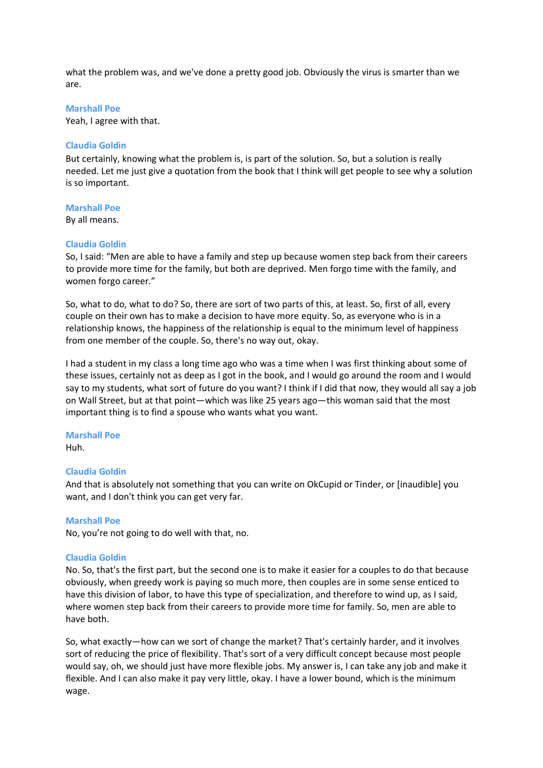what the problem was, and we've done a pretty good job. Obviously the virus is smarter than we are.

**Marshall Poe**
Yeah, I agree with that.

**Claudia Goldin**
But certainly, knowing what the problem is, is part of the solution. So, but a solution is really needed. Let me just give a quotation from the book that I think will get people to see why a solution is so important.

**Marshall Poe**
By all means.

**Claudia Goldin**
So, I said: "Men are able to have a family and step up because women step back from their careers to provide more time for the family, but both are deprived. Men forgo time with the family, and women forgo career."

So, what to do, what to do? So, there are sort of two parts of this, at least. So, first of all, every couple on their own has to make a decision to have more equity. So, as everyone who is in a relationship knows, the happiness of the relationship is equal to the minimum level of happiness from one member of the couple. So, there's no way out, okay.

I had a student in my class a long time ago who was a time when I was first thinking about some of these issues, certainly not as deep as I got in the book, and I would go around the room and I would say to my students, what sort of future do you want? I think if I did that now, they would all say a job on Wall Street, but at that point—which was like 25 years ago—this woman said that the most important thing is to find a spouse who wants what you want.

**Marshall Poe**
Huh.

**Claudia Goldin**
And that is absolutely not something that you can write on OkCupid or Tinder, or [inaudible] you want, and I don't think you can get very far.

**Marshall Poe**
No, you're not going to do well with that, no.

**Claudia Goldin**
No. So, that's the first part, but the second one is to make it easier for a couples to do that because obviously, when greedy work is paying so much more, then couples are in some sense enticed to have this division of labor, to have this type of specialization, and therefore to wind up, as I said, where women step back from their careers to provide more time for family. So, men are able to have both.

So, what exactly—how can we sort of change the market? That's certainly harder, and it involves sort of reducing the price of flexibility. That's sort of a very difficult concept because most people would say, oh, we should just have more flexible jobs. My answer is, I can take any job and make it flexible. And I can also make it pay very little, okay. I have a lower bound, which is the minimum wage.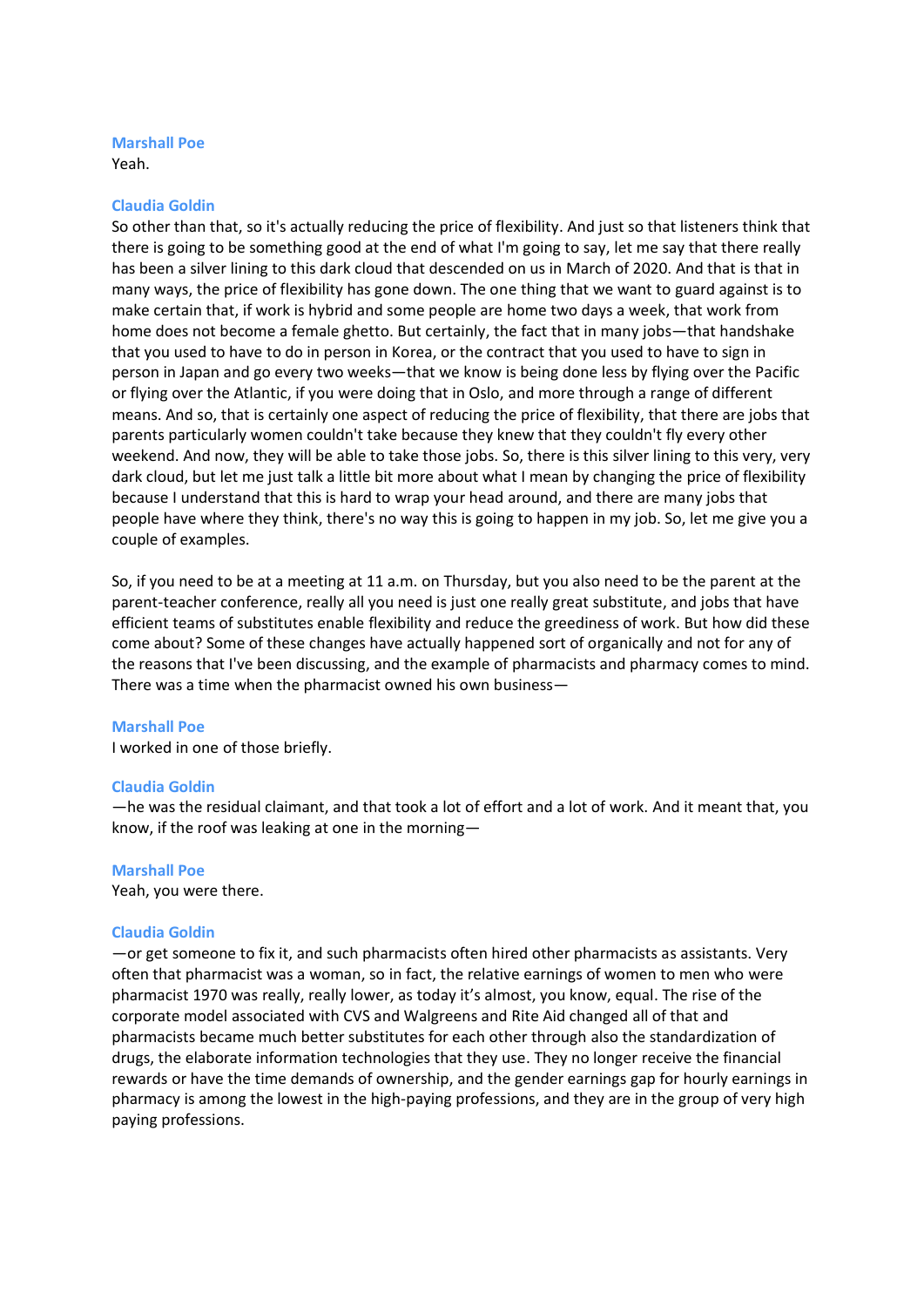**Marshall Poe**
Yeah.

**Claudia Goldin**
So other than that, so it's actually reducing the price of flexibility. And just so that listeners think that there is going to be something good at the end of what I'm going to say, let me say that there really has been a silver lining to this dark cloud that descended on us in March of 2020. And that is that in many ways, the price of flexibility has gone down. The one thing that we want to guard against is to make certain that, if work is hybrid and some people are home two days a week, that work from home does not become a female ghetto. But certainly, the fact that in many jobs—that handshake that you used to have to do in person in Korea, or the contract that you used to have to sign in person in Japan and go every two weeks—that we know is being done less by flying over the Pacific or flying over the Atlantic, if you were doing that in Oslo, and more through a range of different means. And so, that is certainly one aspect of reducing the price of flexibility, that there are jobs that parents particularly women couldn't take because they knew that they couldn't fly every other weekend. And now, they will be able to take those jobs. So, there is this silver lining to this very, very dark cloud, but let me just talk a little bit more about what I mean by changing the price of flexibility because I understand that this is hard to wrap your head around, and there are many jobs that people have where they think, there's no way this is going to happen in my job. So, let me give you a couple of examples.

So, if you need to be at a meeting at 11 a.m. on Thursday, but you also need to be the parent at the parent-teacher conference, really all you need is just one really great substitute, and jobs that have efficient teams of substitutes enable flexibility and reduce the greediness of work. But how did these come about? Some of these changes have actually happened sort of organically and not for any of the reasons that I've been discussing, and the example of pharmacists and pharmacy comes to mind. There was a time when the pharmacist owned his own business—

**Marshall Poe**
I worked in one of those briefly.

**Claudia Goldin**
—he was the residual claimant, and that took a lot of effort and a lot of work. And it meant that, you know, if the roof was leaking at one in the morning—

**Marshall Poe**
Yeah, you were there.

**Claudia Goldin**
—or get someone to fix it, and such pharmacists often hired other pharmacists as assistants. Very often that pharmacist was a woman, so in fact, the relative earnings of women to men who were pharmacist 1970 was really, really lower, as today it's almost, you know, equal. The rise of the corporate model associated with CVS and Walgreens and Rite Aid changed all of that and pharmacists became much better substitutes for each other through also the standardization of drugs, the elaborate information technologies that they use. They no longer receive the financial rewards or have the time demands of ownership, and the gender earnings gap for hourly earnings in pharmacy is among the lowest in the high-paying professions, and they are in the group of very high paying professions.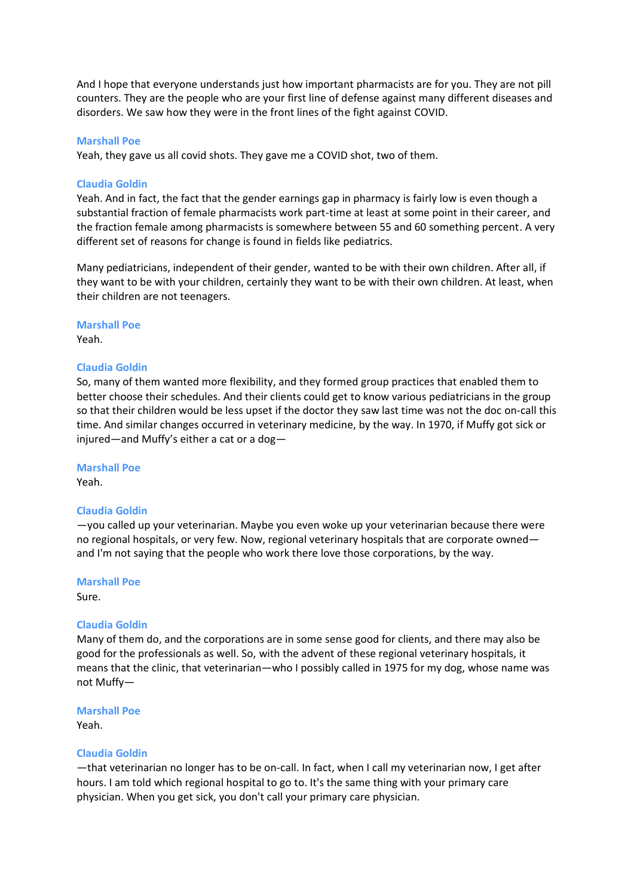And I hope that everyone understands just how important pharmacists are for you. They are not pill counters. They are the people who are your first line of defense against many different diseases and disorders. We saw how they were in the front lines of the fight against COVID.

**Marshall Poe**
Yeah, they gave us all covid shots. They gave me a COVID shot, two of them.

**Claudia Goldin**
Yeah. And in fact, the fact that the gender earnings gap in pharmacy is fairly low is even though a substantial fraction of female pharmacists work part-time at least at some point in their career, and the fraction female among pharmacists is somewhere between 55 and 60 something percent. A very different set of reasons for change is found in fields like pediatrics.

Many pediatricians, independent of their gender, wanted to be with their own children. After all, if they want to be with your children, certainly they want to be with their own children. At least, when their children are not teenagers.

**Marshall Poe**
Yeah.

**Claudia Goldin**
So, many of them wanted more flexibility, and they formed group practices that enabled them to better choose their schedules. And their clients could get to know various pediatricians in the group so that their children would be less upset if the doctor they saw last time was not the doc on-call this time. And similar changes occurred in veterinary medicine, by the way. In 1970, if Muffy got sick or injured—and Muffy's either a cat or a dog—

**Marshall Poe**
Yeah.

**Claudia Goldin**
—you called up your veterinarian. Maybe you even woke up your veterinarian because there were no regional hospitals, or very few. Now, regional veterinary hospitals that are corporate owned—and I'm not saying that the people who work there love those corporations, by the way.

**Marshall Poe**
Sure.

**Claudia Goldin**
Many of them do, and the corporations are in some sense good for clients, and there may also be good for the professionals as well. So, with the advent of these regional veterinary hospitals, it means that the clinic, that veterinarian—who I possibly called in 1975 for my dog, whose name was not Muffy—

**Marshall Poe**
Yeah.

**Claudia Goldin**
—that veterinarian no longer has to be on-call. In fact, when I call my veterinarian now, I get after hours. I am told which regional hospital to go to. It's the same thing with your primary care physician. When you get sick, you don't call your primary care physician.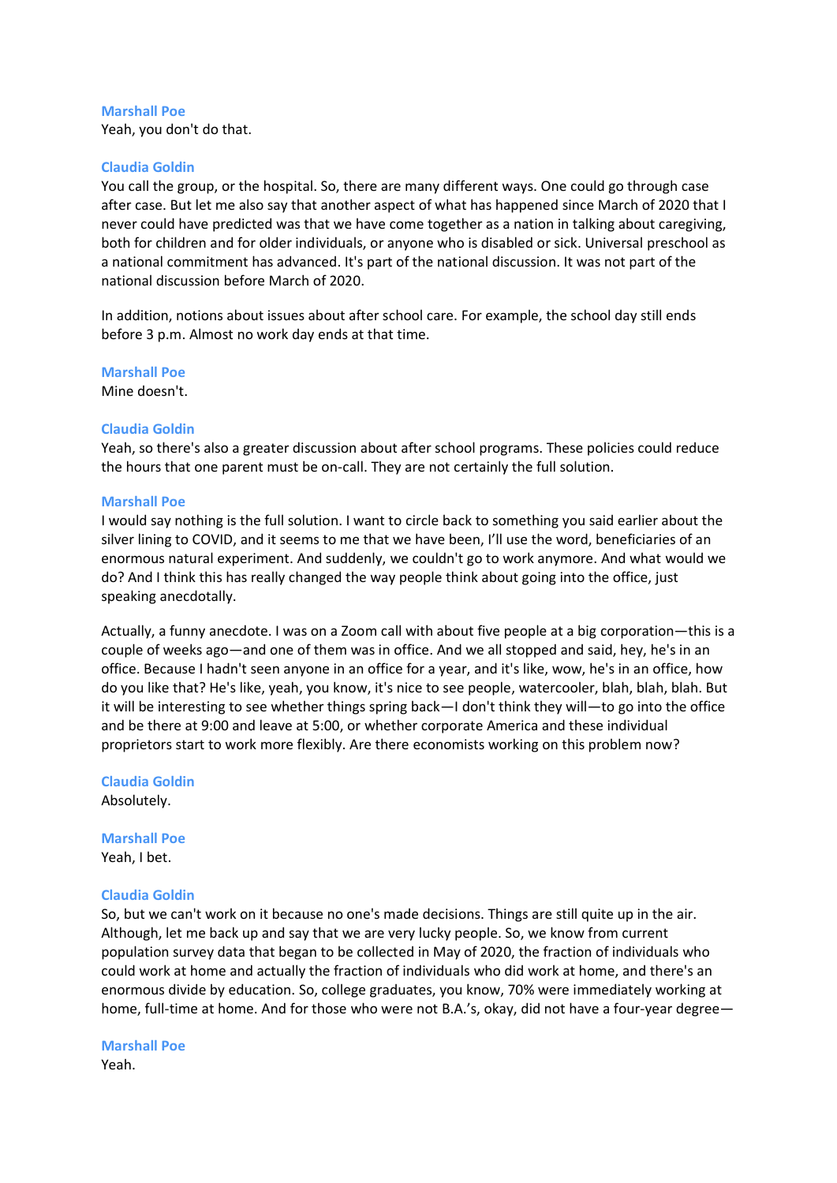**Marshall Poe**
Yeah, you don't do that.

**Claudia Goldin**
You call the group, or the hospital. So, there are many different ways. One could go through case after case. But let me also say that another aspect of what has happened since March of 2020 that I never could have predicted was that we have come together as a nation in talking about caregiving, both for children and for older individuals, or anyone who is disabled or sick. Universal preschool as a national commitment has advanced. It's part of the national discussion. It was not part of the national discussion before March of 2020.

In addition, notions about issues about after school care. For example, the school day still ends before 3 p.m. Almost no work day ends at that time.

**Marshall Poe**
Mine doesn't.

**Claudia Goldin**
Yeah, so there's also a greater discussion about after school programs. These policies could reduce the hours that one parent must be on-call. They are not certainly the full solution.

**Marshall Poe**
I would say nothing is the full solution. I want to circle back to something you said earlier about the silver lining to COVID, and it seems to me that we have been, I'll use the word, beneficiaries of an enormous natural experiment. And suddenly, we couldn't go to work anymore. And what would we do? And I think this has really changed the way people think about going into the office, just speaking anecdotally.

Actually, a funny anecdote. I was on a Zoom call with about five people at a big corporation—this is a couple of weeks ago—and one of them was in office. And we all stopped and said, hey, he's in an office. Because I hadn't seen anyone in an office for a year, and it's like, wow, he's in an office, how do you like that? He's like, yeah, you know, it's nice to see people, watercooler, blah, blah, blah. But it will be interesting to see whether things spring back—I don't think they will—to go into the office and be there at 9:00 and leave at 5:00, or whether corporate America and these individual proprietors start to work more flexibly. Are there economists working on this problem now?

**Claudia Goldin**
Absolutely.

**Marshall Poe**
Yeah, I bet.

**Claudia Goldin**
So, but we can't work on it because no one's made decisions. Things are still quite up in the air. Although, let me back up and say that we are very lucky people. So, we know from current population survey data that began to be collected in May of 2020, the fraction of individuals who could work at home and actually the fraction of individuals who did work at home, and there's an enormous divide by education. So, college graduates, you know, 70% were immediately working at home, full-time at home. And for those who were not B.A.'s, okay, did not have a four-year degree—

**Marshall Poe**
Yeah.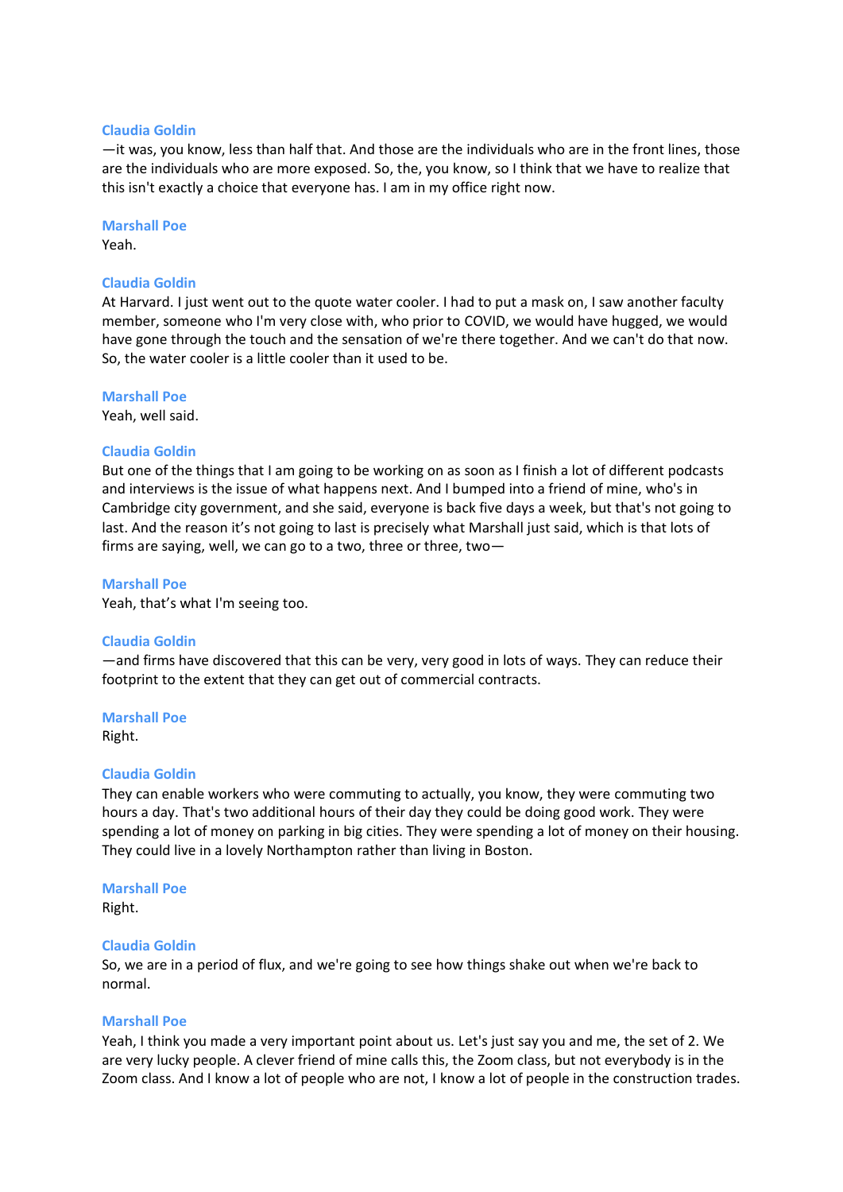**Claudia Goldin**
—it was, you know, less than half that. And those are the individuals who are in the front lines, those are the individuals who are more exposed. So, the, you know, so I think that we have to realize that this isn't exactly a choice that everyone has. I am in my office right now.

**Marshall Poe**
Yeah.

**Claudia Goldin**
At Harvard. I just went out to the quote water cooler. I had to put a mask on, I saw another faculty member, someone who I'm very close with, who prior to COVID, we would have hugged, we would have gone through the touch and the sensation of we're there together. And we can't do that now. So, the water cooler is a little cooler than it used to be.

**Marshall Poe**
Yeah, well said.

**Claudia Goldin**
But one of the things that I am going to be working on as soon as I finish a lot of different podcasts and interviews is the issue of what happens next. And I bumped into a friend of mine, who's in Cambridge city government, and she said, everyone is back five days a week, but that's not going to last. And the reason it's not going to last is precisely what Marshall just said, which is that lots of firms are saying, well, we can go to a two, three or three, two—

**Marshall Poe**
Yeah, that's what I'm seeing too.

**Claudia Goldin**
—and firms have discovered that this can be very, very good in lots of ways. They can reduce their footprint to the extent that they can get out of commercial contracts.

**Marshall Poe**
Right.

**Claudia Goldin**
They can enable workers who were commuting to actually, you know, they were commuting two hours a day. That's two additional hours of their day they could be doing good work. They were spending a lot of money on parking in big cities. They were spending a lot of money on their housing. They could live in a lovely Northampton rather than living in Boston.

**Marshall Poe**
Right.

**Claudia Goldin**
So, we are in a period of flux, and we're going to see how things shake out when we're back to normal.

**Marshall Poe**
Yeah, I think you made a very important point about us. Let's just say you and me, the set of 2. We are very lucky people. A clever friend of mine calls this, the Zoom class, but not everybody is in the Zoom class. And I know a lot of people who are not, I know a lot of people in the construction trades.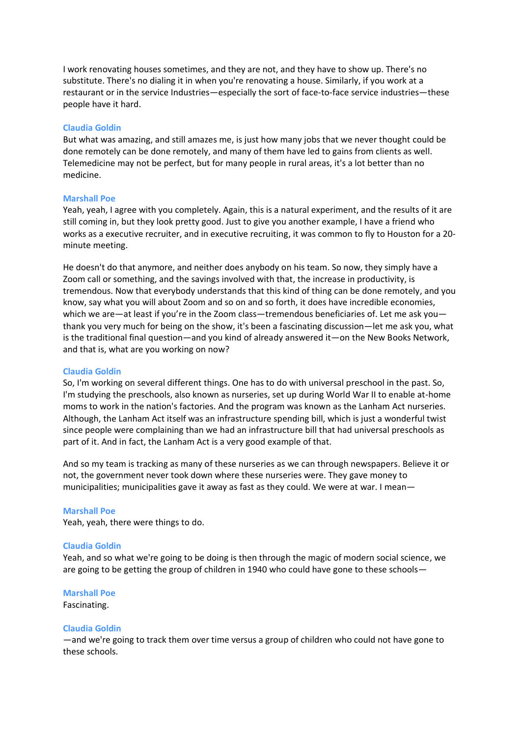I work renovating houses sometimes, and they are not, and they have to show up. There's no substitute. There's no dialing it in when you're renovating a house. Similarly, if you work at a restaurant or in the service Industries—especially the sort of face-to-face service industries—these people have it hard.

**Claudia Goldin**

But what was amazing, and still amazes me, is just how many jobs that we never thought could be done remotely can be done remotely, and many of them have led to gains from clients as well. Telemedicine may not be perfect, but for many people in rural areas, it's a lot better than no medicine.

**Marshall Poe**

Yeah, yeah, I agree with you completely. Again, this is a natural experiment, and the results of it are still coming in, but they look pretty good. Just to give you another example, I have a friend who works as a executive recruiter, and in executive recruiting, it was common to fly to Houston for a 20-minute meeting.

He doesn't do that anymore, and neither does anybody on his team. So now, they simply have a Zoom call or something, and the savings involved with that, the increase in productivity, is tremendous. Now that everybody understands that this kind of thing can be done remotely, and you know, say what you will about Zoom and so on and so forth, it does have incredible economies, which we are—at least if you're in the Zoom class—tremendous beneficiaries of. Let me ask you—thank you very much for being on the show, it's been a fascinating discussion—let me ask you, what is the traditional final question—and you kind of already answered it—on the New Books Network, and that is, what are you working on now?

**Claudia Goldin**

So, I'm working on several different things. One has to do with universal preschool in the past. So, I'm studying the preschools, also known as nurseries, set up during World War II to enable at-home moms to work in the nation's factories. And the program was known as the Lanham Act nurseries. Although, the Lanham Act itself was an infrastructure spending bill, which is just a wonderful twist since people were complaining than we had an infrastructure bill that had universal preschools as part of it. And in fact, the Lanham Act is a very good example of that.

And so my team is tracking as many of these nurseries as we can through newspapers. Believe it or not, the government never took down where these nurseries were. They gave money to municipalities; municipalities gave it away as fast as they could. We were at war. I mean—

**Marshall Poe**

Yeah, yeah, there were things to do.

**Claudia Goldin**

Yeah, and so what we're going to be doing is then through the magic of modern social science, we are going to be getting the group of children in 1940 who could have gone to these schools—

**Marshall Poe**

Fascinating.

**Claudia Goldin**

—and we're going to track them over time versus a group of children who could not have gone to these schools.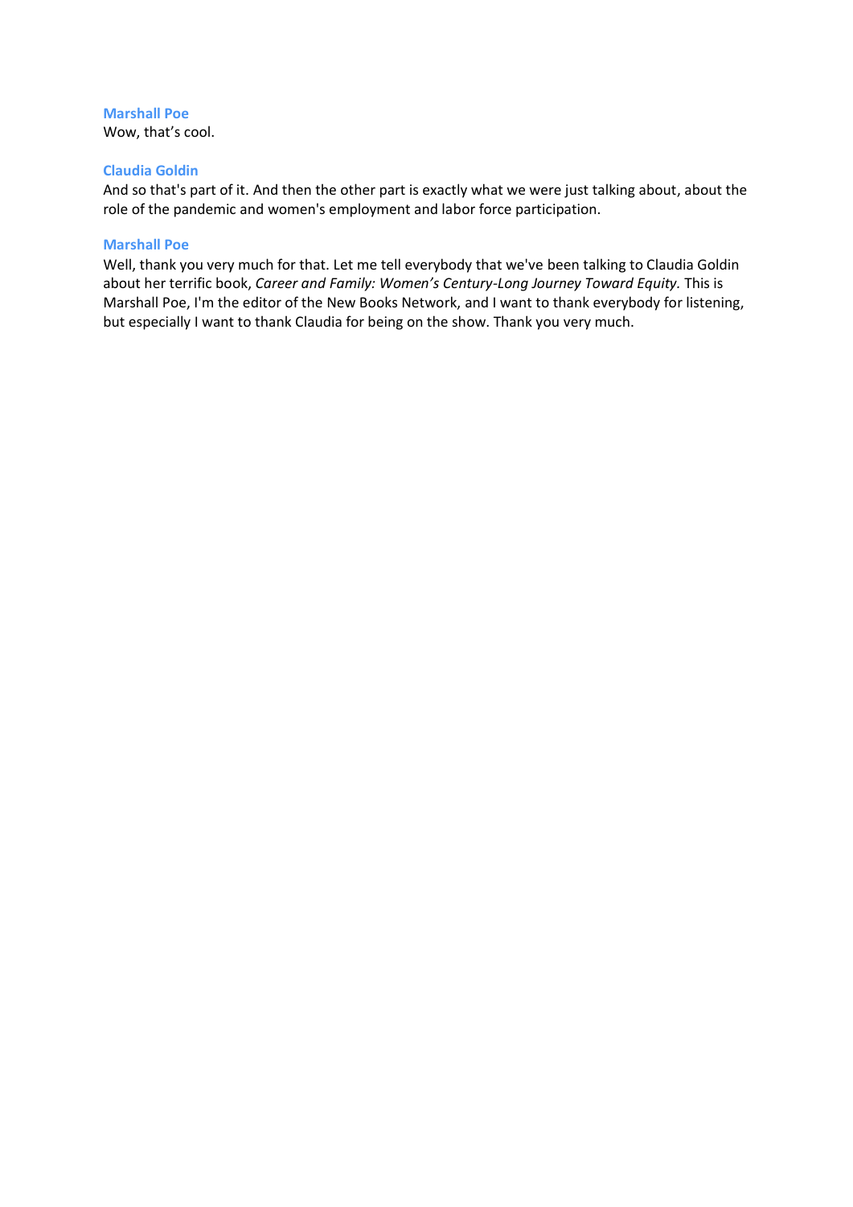**Marshall Poe**
Wow, that's cool.

**Claudia Goldin**
And so that's part of it. And then the other part is exactly what we were just talking about, about the role of the pandemic and women's employment and labor force participation.

**Marshall Poe**
Well, thank you very much for that. Let me tell everybody that we've been talking to Claudia Goldin about her terrific book, *Career and Family: Women's Century-Long Journey Toward Equity.* This is Marshall Poe, I'm the editor of the New Books Network, and I want to thank everybody for listening, but especially I want to thank Claudia for being on the show. Thank you very much.